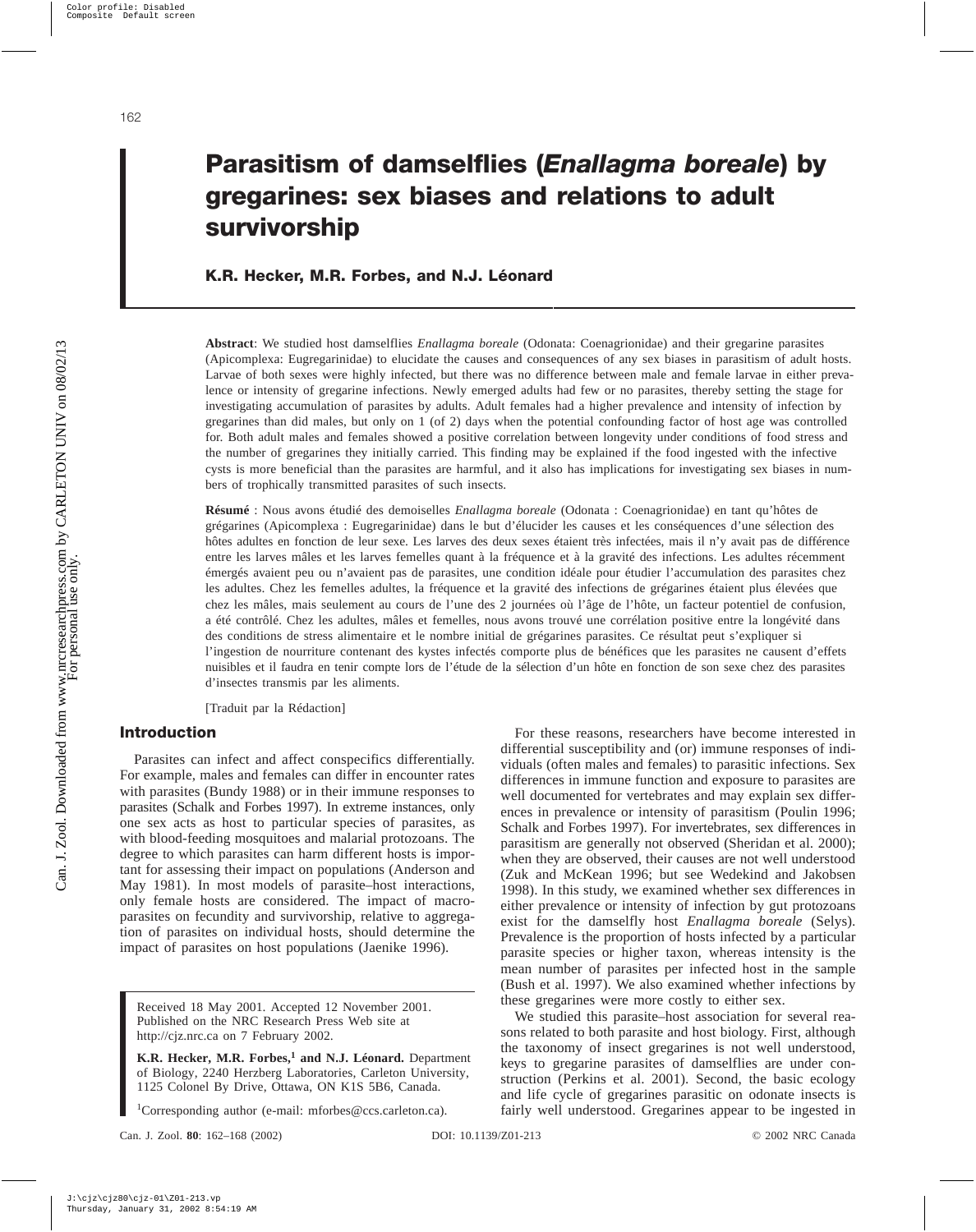# Parasitism of damselflies (*Enallagma boreale*) by gregarines: sex biases and relations to adult survivorship

**K.R. Hecker, M.R. Forbes, and N.J. Léonard**

**Abstract**: We studied host damselflies *Enallagma boreale* (Odonata: Coenagrionidae) and their gregarine parasites (Apicomplexa: Eugregarinidae) to elucidate the causes and consequences of any sex biases in parasitism of adult hosts. Larvae of both sexes were highly infected, but there was no difference between male and female larvae in either prevalence or intensity of gregarine infections. Newly emerged adults had few or no parasites, thereby setting the stage for investigating accumulation of parasites by adults. Adult females had a higher prevalence and intensity of infection by gregarines than did males, but only on 1 (of 2) days when the potential confounding factor of host age was controlled for. Both adult males and females showed a positive correlation between longevity under conditions of food stress and the number of gregarines they initially carried. This finding may be explained if the food ingested with the infective cysts is more beneficial than the parasites are harmful, and it also has implications for investigating sex biases in numbers of trophically transmitted parasites of such insects.

**Résumé** : Nous avons étudié des demoiselles *Enallagma boreale* (Odonata : Coenagrionidae) en tant qu'hôtes de grégarines (Apicomplexa : Eugregarinidae) dans le but d'élucider les causes et les conséquences d'une sélection des hôtes adultes en fonction de leur sexe. Les larves des deux sexes étaient très infectées, mais il n'y avait pas de différence entre les larves mâles et les larves femelles quant à la fréquence et à la gravité des infections. Les adultes récemment émergés avaient peu ou n'avaient pas de parasites, une condition idéale pour étudier l'accumulation des parasites chez les adultes. Chez les femelles adultes, la fréquence et la gravité des infections de grégarines étaient plus élevées que chez les mâles, mais seulement au cours de l'une des 2 journées où l'âge de l'hôte, un facteur potentiel de confusion, a été contrôlé. Chez les adultes, mâles et femelles, nous avons trouvé une corrélation positive entre la longévité dans des conditions de stress alimentaire et le nombre initial de grégarines parasites. Ce résultat peut s'expliquer si l'ingestion de nourriture contenant des kystes infectés comporte plus de bénéfices que les parasites ne causent d'effets nuisibles et il faudra en tenir compte lors de l'étude de la sélection d'un hôte en fonction de son sexe chez des parasites d'insectes transmis par les aliments.

[Traduit par la Rédaction]

## Introduction

Parasites can infect and affect conspecifics differentially. For example, males and females can differ in encounter rates with parasites (Bundy 1988) or in their immune responses to parasites (Schalk and Forbes 1997). In extreme instances, only one sex acts as host to particular species of parasites, as with blood-feeding mosquitoes and malarial protozoans. The degree to which parasites can harm different hosts is important for assessing their impact on populations (Anderson and May 1981). In most models of parasite–host interactions, only female hosts are considered. The impact of macroparasites on fecundity and survivorship, relative to aggregation of parasites on individual hosts, should determine the impact of parasites on host populations (Jaenike 1996).

For these reasons, researchers have become interested in differential susceptibility and (or) immune responses of individuals (often males and females) to parasitic infections. Sex differences in immune function and exposure to parasites are well documented for vertebrates and may explain sex differences in prevalence or intensity of parasitism (Poulin 1996; Schalk and Forbes 1997). For invertebrates, sex differences in parasitism are generally not observed (Sheridan et al. 2000); when they are observed, their causes are not well understood (Zuk and McKean 1996; but see Wedekind and Jakobsen 1998). In this study, we examined whether sex differences in either prevalence or intensity of infection by gut protozoans exist for the damselfly host *Enallagma boreale* (Selys). Prevalence is the proportion of hosts infected by a particular parasite species or higher taxon, whereas intensity is the mean number of parasites per infected host in the sample (Bush et al. 1997). We also examined whether infections by these gregarines were more costly to either sex.

We studied this parasite–host association for several reasons related to both parasite and host biology. First, although the taxonomy of insect gregarines is not well understood, keys to gregarine parasites of damselflies are under construction (Perkins et al. 2001). Second, the basic ecology and life cycle of gregarines parasitic on odonate insects is fairly well understood. Gregarines appear to be ingested in

Received 18 May 2001. Accepted 12 November 2001. Published on the NRC Research Press Web site at http://cjz.nrc.ca on 7 February 2002.

**K.R. Hecker, M.R. Forbes,[1] and N.J. Léonard.** Department of Biology, 2240 Herzberg Laboratories, Carleton University, 1125 Colonel By Drive, Ottawa, ON K1S 5B6, Canada.

[1]Corresponding author (e-mail: mforbes@ccs.carleton.ca).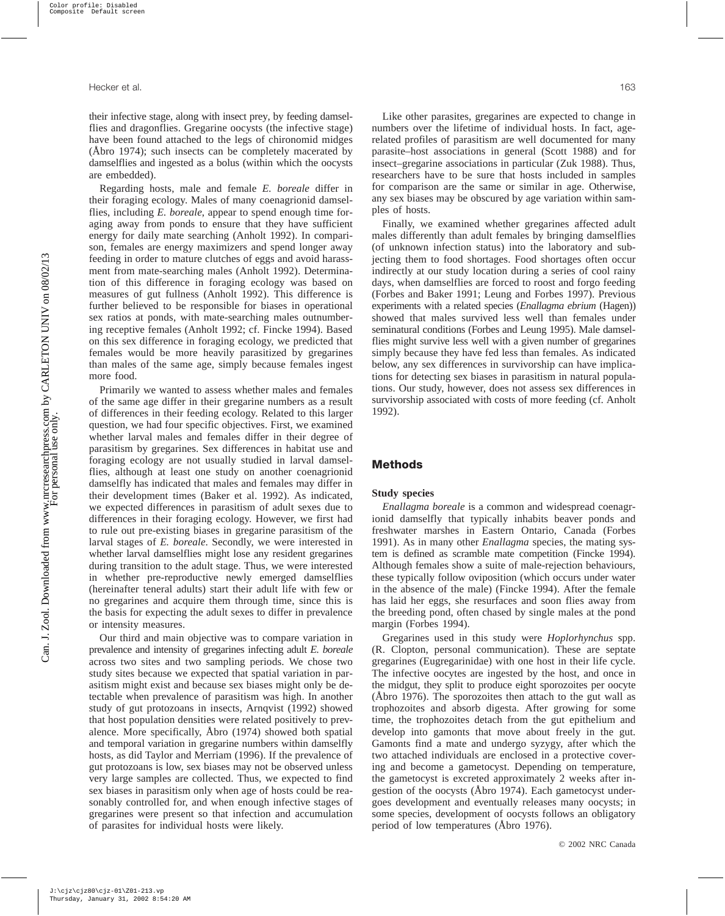their infective stage, along with insect prey, by feeding damselflies and dragonflies. Gregarine oocysts (the infective stage) have been found attached to the legs of chironomid midges (Åbro 1974); such insects can be completely macerated by damselflies and ingested as a bolus (within which the oocysts are embedded).

Regarding hosts, male and female *E. boreale* differ in their foraging ecology. Males of many coenagrionid damselflies, including *E. boreale*, appear to spend enough time foraging away from ponds to ensure that they have sufficient energy for daily mate searching (Anholt 1992). In comparison, females are energy maximizers and spend longer away feeding in order to mature clutches of eggs and avoid harassment from mate-searching males (Anholt 1992). Determination of this difference in foraging ecology was based on measures of gut fullness (Anholt 1992). This difference is further believed to be responsible for biases in operational sex ratios at ponds, with mate-searching males outnumbering receptive females (Anholt 1992; cf. Fincke 1994). Based on this sex difference in foraging ecology, we predicted that females would be more heavily parasitized by gregarines than males of the same age, simply because females ingest more food.

Primarily we wanted to assess whether males and females of the same age differ in their gregarine numbers as a result of differences in their feeding ecology. Related to this larger question, we had four specific objectives. First, we examined whether larval males and females differ in their degree of parasitism by gregarines. Sex differences in habitat use and foraging ecology are not usually studied in larval damselflies, although at least one study on another coenagrionid damselfly has indicated that males and females may differ in their development times (Baker et al. 1992). As indicated, we expected differences in parasitism of adult sexes due to differences in their foraging ecology. However, we first had to rule out pre-existing biases in gregarine parasitism of the larval stages of *E. boreale*. Secondly, we were interested in whether larval damselflies might lose any resident gregarines during transition to the adult stage. Thus, we were interested in whether pre-reproductive newly emerged damselflies (hereinafter teneral adults) start their adult life with few or no gregarines and acquire them through time, since this is the basis for expecting the adult sexes to differ in prevalence or intensity measures.

Our third and main objective was to compare variation in prevalence and intensity of gregarines infecting adult *E. boreale* across two sites and two sampling periods. We chose two study sites because we expected that spatial variation in parasitism might exist and because sex biases might only be detectable when prevalence of parasitism was high. In another study of gut protozoans in insects, Arnqvist (1992) showed that host population densities were related positively to prevalence. More specifically, Åbro (1974) showed both spatial and temporal variation in gregarine numbers within damselfly hosts, as did Taylor and Merriam (1996). If the prevalence of gut protozoans is low, sex biases may not be observed unless very large samples are collected. Thus, we expected to find sex biases in parasitism only when age of hosts could be reasonably controlled for, and when enough infective stages of gregarines were present so that infection and accumulation of parasites for individual hosts were likely.

Like other parasites, gregarines are expected to change in numbers over the lifetime of individual hosts. In fact, age-related profiles of parasitism are well documented for many parasite–host associations in general (Scott 1988) and for insect–gregarine associations in particular (Zuk 1988). Thus, researchers have to be sure that hosts included in samples for comparison are the same or similar in age. Otherwise, any sex biases may be obscured by age variation within samples of hosts.

Finally, we examined whether gregarines affected adult males differently than adult females by bringing damselflies (of unknown infection status) into the laboratory and subjecting them to food shortages. Food shortages often occur indirectly at our study location during a series of cool rainy days, when damselflies are forced to roost and forgo feeding (Forbes and Baker 1991; Leung and Forbes 1997). Previous experiments with a related species (*Enallagma ebrium* (Hagen)) showed that males survived less well than females under seminatural conditions (Forbes and Leung 1995). Male damselflies might survive less well with a given number of gregarines simply because they have fed less than females. As indicated below, any sex differences in survivorship can have implications for detecting sex biases in parasitism in natural populations. Our study, however, does not assess sex differences in survivorship associated with costs of more feeding (cf. Anholt 1992).

## Methods

### Study species

*Enallagma boreale* is a common and widespread coenagrionid damselfly that typically inhabits beaver ponds and freshwater marshes in Eastern Ontario, Canada (Forbes 1991). As in many other *Enallagma* species, the mating system is defined as scramble mate competition (Fincke 1994). Although females show a suite of male-rejection behaviours, these typically follow oviposition (which occurs under water in the absence of the male) (Fincke 1994). After the female has laid her eggs, she resurfaces and soon flies away from the breeding pond, often chased by single males at the pond margin (Forbes 1994).

Gregarines used in this study were *Hoplorhynchus* spp. (R. Clopton, personal communication). These are septate gregarines (Eugregarinidae) with one host in their life cycle. The infective oocytes are ingested by the host, and once in the midgut, they split to produce eight sporozoites per oocyte (Åbro 1976). The sporozoites then attach to the gut wall as trophozoites and absorb digesta. After growing for some time, the trophozoites detach from the gut epithelium and develop into gamonts that move about freely in the gut. Gamonts find a mate and undergo syzygy, after which the two attached individuals are enclosed in a protective covering and become a gametocyst. Depending on temperature, the gametocyst is excreted approximately 2 weeks after ingestion of the oocysts (Åbro 1974). Each gametocyst undergoes development and eventually releases many oocysts; in some species, development of oocysts follows an obligatory period of low temperatures (Åbro 1976).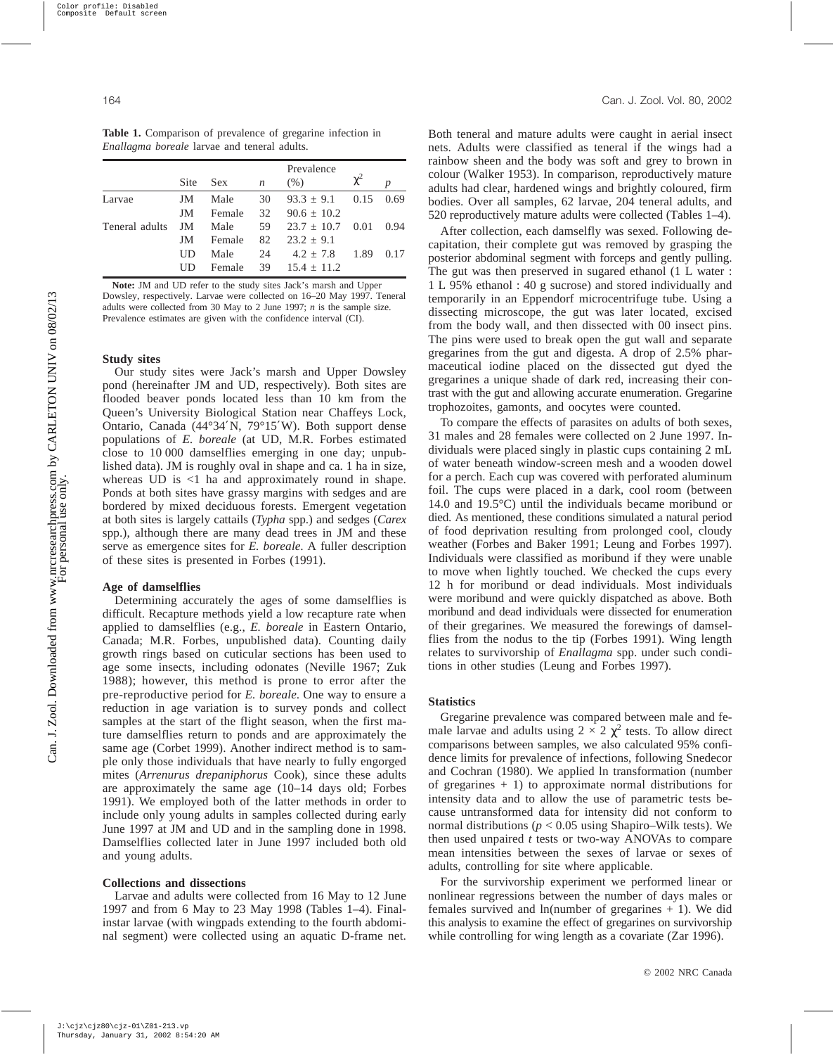**Table 1.** Comparison of prevalence of gregarine infection in *Enallagma boreale* larvae and teneral adults.

| | Site | Sex | *n* | Prevalence (%) | $\chi^2$ | *p* |
|---|---|---|---|---|---|---|
| Larvae | JM | Male | 30 | 93.3 ± 9.1 | 0.15 | 0.69 |
| | JM | Female | 32 | 90.6 ± 10.2 | | |
| Teneral adults | JM | Male | 59 | 23.7 ± 10.7 | 0.01 | 0.94 |
| | JM | Female | 82 | 23.2 ± 9.1 | | |
| | UD | Male | 24 | 4.2 ± 7.8 | 1.89 | 0.17 |
| | UD | Female | 39 | 15.4 ± 11.2 | | |

**Note:** JM and UD refer to the study sites Jack's marsh and Upper Dowsley, respectively. Larvae were collected on 16–20 May 1997. Teneral adults were collected from 30 May to 2 June 1997; *n* is the sample size. Prevalence estimates are given with the confidence interval (CI).

### Study sites

Our study sites were Jack's marsh and Upper Dowsley pond (hereinafter JM and UD, respectively). Both sites are flooded beaver ponds located less than 10 km from the Queen's University Biological Station near Chaffeys Lock, Ontario, Canada (44°34′N, 79°15′W). Both support dense populations of *E. boreale* (at UD, M.R. Forbes estimated close to 10 000 damselflies emerging in one day; unpublished data). JM is roughly oval in shape and ca. 1 ha in size, whereas UD is <1 ha and approximately round in shape. Ponds at both sites have grassy margins with sedges and are bordered by mixed deciduous forests. Emergent vegetation at both sites is largely cattails (*Typha* spp.) and sedges (*Carex* spp.), although there are many dead trees in JM and these serve as emergence sites for *E. boreale*. A fuller description of these sites is presented in Forbes (1991).

### Age of damselflies

Determining accurately the ages of some damselflies is difficult. Recapture methods yield a low recapture rate when applied to damselflies (e.g., *E. boreale* in Eastern Ontario, Canada; M.R. Forbes, unpublished data). Counting daily growth rings based on cuticular sections has been used to age some insects, including odonates (Neville 1967; Zuk 1988); however, this method is prone to error after the pre-reproductive period for *E. boreale*. One way to ensure a reduction in age variation is to survey ponds and collect samples at the start of the flight season, when the first mature damselflies return to ponds and are approximately the same age (Corbet 1999). Another indirect method is to sample only those individuals that have nearly to fully engorged mites (*Arrenurus drepaniphorus* Cook), since these adults are approximately the same age (10–14 days old; Forbes 1991). We employed both of the latter methods in order to include only young adults in samples collected during early June 1997 at JM and UD and in the sampling done in 1998. Damselflies collected later in June 1997 included both old and young adults.

### Collections and dissections

Larvae and adults were collected from 16 May to 12 June 1997 and from 6 May to 23 May 1998 (Tables 1–4). Final-instar larvae (with wingpads extending to the fourth abdominal segment) were collected using an aquatic D-frame net. Both teneral and mature adults were caught in aerial insect nets. Adults were classified as teneral if the wings had a rainbow sheen and the body was soft and grey to brown in colour (Walker 1953). In comparison, reproductively mature adults had clear, hardened wings and brightly coloured, firm bodies. Over all samples, 62 larvae, 204 teneral adults, and 520 reproductively mature adults were collected (Tables 1–4).

After collection, each damselfly was sexed. Following decapitation, their complete gut was removed by grasping the posterior abdominal segment with forceps and gently pulling. The gut was then preserved in sugared ethanol (1 L water : 1 L 95% ethanol : 40 g sucrose) and stored individually and temporarily in an Eppendorf microcentrifuge tube. Using a dissecting microscope, the gut was later located, excised from the body wall, and then dissected with 00 insect pins. The pins were used to break open the gut wall and separate gregarines from the gut and digesta. A drop of 2.5% pharmaceutical iodine placed on the dissected gut dyed the gregarines a unique shade of dark red, increasing their contrast with the gut and allowing accurate enumeration. Gregarine trophozoites, gamonts, and oocytes were counted.

To compare the effects of parasites on adults of both sexes, 31 males and 28 females were collected on 2 June 1997. Individuals were placed singly in plastic cups containing 2 mL of water beneath window-screen mesh and a wooden dowel for a perch. Each cup was covered with perforated aluminum foil. The cups were placed in a dark, cool room (between 14.0 and 19.5°C) until the individuals became moribund or died. As mentioned, these conditions simulated a natural period of food deprivation resulting from prolonged cool, cloudy weather (Forbes and Baker 1991; Leung and Forbes 1997). Individuals were classified as moribund if they were unable to move when lightly touched. We checked the cups every 12 h for moribund or dead individuals. Most individuals were moribund and were quickly dispatched as above. Both moribund and dead individuals were dissected for enumeration of their gregarines. We measured the forewings of damselflies from the nodus to the tip (Forbes 1991). Wing length relates to survivorship of *Enallagma* spp. under such conditions in other studies (Leung and Forbes 1997).

### Statistics

Gregarine prevalence was compared between male and female larvae and adults using $2 \times 2$ $\chi^2$ tests. To allow direct comparisons between samples, we also calculated 95% confidence limits for prevalence of infections, following Snedecor and Cochran (1980). We applied ln transformation (number of gregarines + 1) to approximate normal distributions for intensity data and to allow the use of parametric tests because untransformed data for intensity did not conform to normal distributions ($p < 0.05$ using Shapiro–Wilk tests). We then used unpaired *t* tests or two-way ANOVAs to compare mean intensities between the sexes of larvae or sexes of adults, controlling for site where applicable.

For the survivorship experiment we performed linear or nonlinear regressions between the number of days males or females survived and ln(number of gregarines + 1). We did this analysis to examine the effect of gregarines on survivorship while controlling for wing length as a covariate (Zar 1996).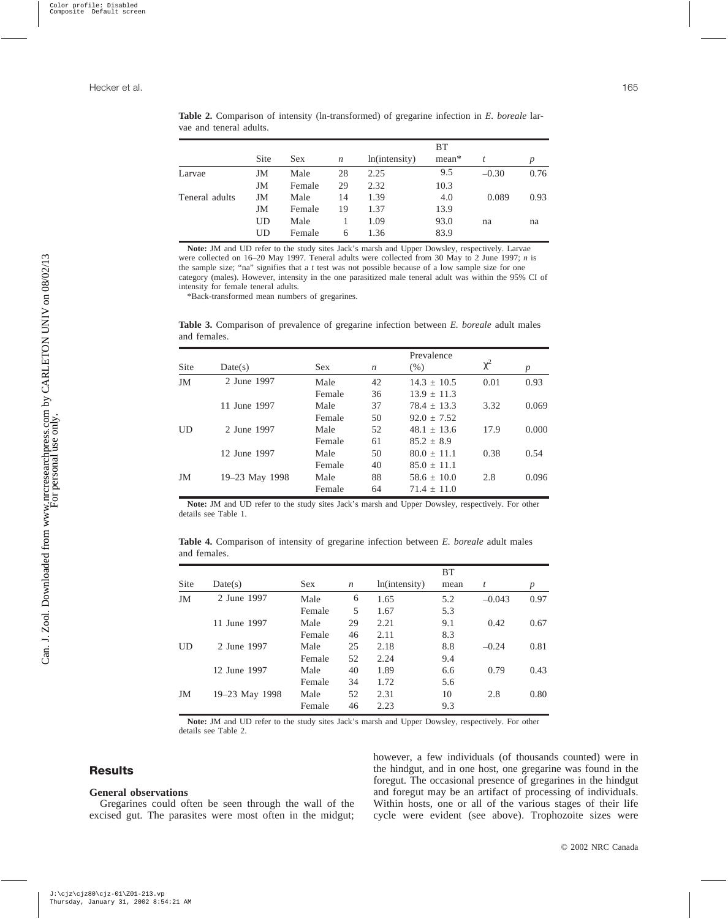**Table 2.** Comparison of intensity (ln-transformed) of gregarine infection in *E. boreale* larvae and teneral adults.

| | Site | Sex | *n* | ln(intensity) | BT mean* | *t* | *p* |
|---|---|---|---|---|---|---|---|
| Larvae | JM | Male | 28 | 2.25 | 9.5 | −0.30 | 0.76 |
| | JM | Female | 29 | 2.32 | 10.3 | | |
| Teneral adults | JM | Male | 14 | 1.39 | 4.0 | 0.089 | 0.93 |
| | JM | Female | 19 | 1.37 | 13.9 | | |
| | UD | Male | 1 | 1.09 | 93.0 | na | na |
| | UD | Female | 6 | 1.36 | 83.9 | | |

**Note:** JM and UD refer to the study sites Jack's marsh and Upper Dowsley, respectively. Larvae were collected on 16–20 May 1997. Teneral adults were collected from 30 May to 2 June 1997; *n* is the sample size; "na" signifies that a *t* test was not possible because of a low sample size for one category (males). However, intensity in the one parasitized male teneral adult was within the 95% CI of intensity for female teneral adults.

*Back-transformed mean numbers of gregarines.

**Table 3.** Comparison of prevalence of gregarine infection between *E. boreale* adult males and females.

| Site | Date(s) | Sex | *n* | Prevalence (%) | $\chi^2$ | *p* |
|---|---|---|---|---|---|---|
| JM | 2 June 1997 | Male | 42 | 14.3 ± 10.5 | 0.01 | 0.93 |
| | | Female | 36 | 13.9 ± 11.3 | | |
| | 11 June 1997 | Male | 37 | 78.4 ± 13.3 | 3.32 | 0.069 |
| | | Female | 50 | 92.0 ± 7.52 | | |
| UD | 2 June 1997 | Male | 52 | 48.1 ± 13.6 | 17.9 | 0.000 |
| | | Female | 61 | 85.2 ± 8.9 | | |
| | 12 June 1997 | Male | 50 | 80.0 ± 11.1 | 0.38 | 0.54 |
| | | Female | 40 | 85.0 ± 11.1 | | |
| JM | 19–23 May 1998 | Male | 88 | 58.6 ± 10.0 | 2.8 | 0.096 |
| | | Female | 64 | 71.4 ± 11.0 | | |

**Note:** JM and UD refer to the study sites Jack's marsh and Upper Dowsley, respectively. For other details see Table 1.

**Table 4.** Comparison of intensity of gregarine infection between *E. boreale* adult males and females.

| Site | Date(s) | Sex | *n* | ln(intensity) | BT mean | *t* | *p* |
|---|---|---|---|---|---|---|---|
| JM | 2 June 1997 | Male | 6 | 1.65 | 5.2 | −0.043 | 0.97 |
| | | Female | 5 | 1.67 | 5.3 | | |
| | 11 June 1997 | Male | 29 | 2.21 | 9.1 | 0.42 | 0.67 |
| | | Female | 46 | 2.11 | 8.3 | | |
| UD | 2 June 1997 | Male | 25 | 2.18 | 8.8 | −0.24 | 0.81 |
| | | Female | 52 | 2.24 | 9.4 | | |
| | 12 June 1997 | Male | 40 | 1.89 | 6.6 | 0.79 | 0.43 |
| | | Female | 34 | 1.72 | 5.6 | | |
| JM | 19–23 May 1998 | Male | 52 | 2.31 | 10 | 2.8 | 0.80 |
| | | Female | 46 | 2.23 | 9.3 | | |

**Note:** JM and UD refer to the study sites Jack's marsh and Upper Dowsley, respectively. For other details see Table 2.

## Results

### General observations

Gregarines could often be seen through the wall of the excised gut. The parasites were most often in the midgut; however, a few individuals (of thousands counted) were in the hindgut, and in one host, one gregarine was found in the foregut. The occasional presence of gregarines in the hindgut and foregut may be an artifact of processing of individuals. Within hosts, one or all of the various stages of their life cycle were evident (see above). Trophozoite sizes were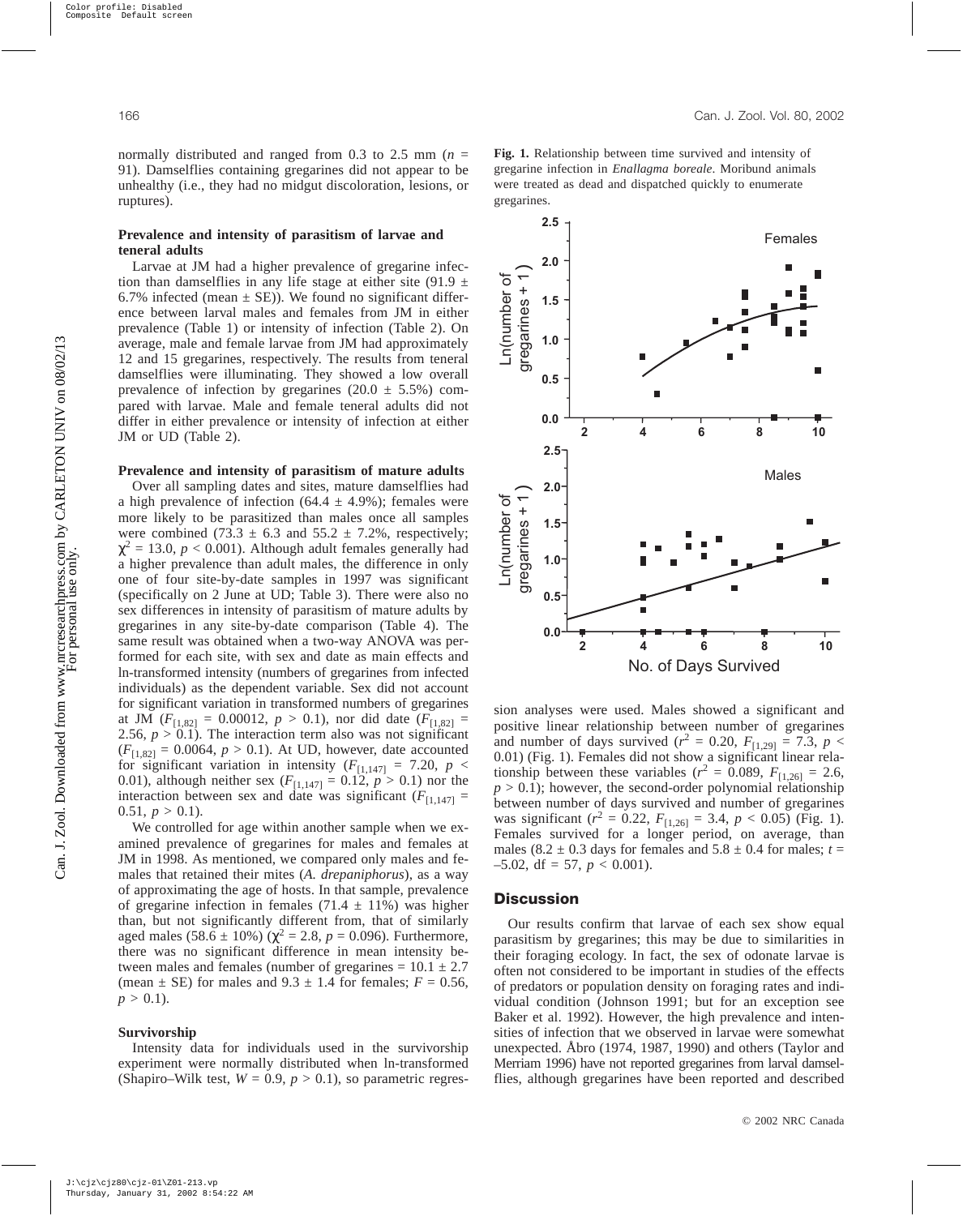normally distributed and ranged from 0.3 to 2.5 mm ($n$ = 91). Damselflies containing gregarines did not appear to be unhealthy (i.e., they had no midgut discoloration, lesions, or ruptures).

### Prevalence and intensity of parasitism of larvae and teneral adults

Larvae at JM had a higher prevalence of gregarine infection than damselflies in any life stage at either site (91.9 ± 6.7% infected (mean ± SE)). We found no significant difference between larval males and females from JM in either prevalence (Table 1) or intensity of infection (Table 2). On average, male and female larvae from JM had approximately 12 and 15 gregarines, respectively. The results from teneral damselflies were illuminating. They showed a low overall prevalence of infection by gregarines (20.0 ± 5.5%) compared with larvae. Male and female teneral adults did not differ in either prevalence or intensity of infection at either JM or UD (Table 2).

### Prevalence and intensity of parasitism of mature adults

Over all sampling dates and sites, mature damselflies had a high prevalence of infection (64.4 ± 4.9%); females were more likely to be parasitized than males once all samples were combined (73.3 ± 6.3 and 55.2 ± 7.2%, respectively; $\chi^2 = 13.0$, $p < 0.001$). Although adult females generally had a higher prevalence than adult males, the difference in only one of four site-by-date samples in 1997 was significant (specifically on 2 June at UD; Table 3). There were also no sex differences in intensity of parasitism of mature adults by gregarines in any site-by-date comparison (Table 4). The same result was obtained when a two-way ANOVA was performed for each site, with sex and date as main effects and ln-transformed intensity (numbers of gregarines from infected individuals) as the dependent variable. Sex did not account for significant variation in transformed numbers of gregarines at JM ($F_{[1,82]} = 0.00012$, $p > 0.1$), nor did date ($F_{[1,82]} = 2.56$, $p > 0.1$). The interaction term also was not significant ($F_{[1,82]} = 0.0064$, $p > 0.1$). At UD, however, date accounted for significant variation in intensity ($F_{[1,147]} = 7.20$, $p < 0.01$), although neither sex ($F_{[1,147]} = 0.12$, $p > 0.1$) nor the interaction between sex and date was significant ($F_{[1,147]} = 0.51$, $p > 0.1$).

We controlled for age within another sample when we examined prevalence of gregarines for males and females at JM in 1998. As mentioned, we compared only males and females that retained their mites (*A. drepaniphorus*), as a way of approximating the age of hosts. In that sample, prevalence of gregarine infection in females (71.4 ± 11%) was higher than, but not significantly different from, that of similarly aged males (58.6 ± 10%) ($\chi^2 = 2.8$, $p = 0.096$). Furthermore, there was no significant difference in mean intensity between males and females (number of gregarines = 10.1 ± 2.7 (mean ± SE) for males and 9.3 ± 1.4 for females; $F = 0.56$, $p > 0.1$).

### Survivorship

Intensity data for individuals used in the survivorship experiment were normally distributed when ln-transformed (Shapiro–Wilk test, $W = 0.9$, $p > 0.1$), so parametric regression analyses were used. Males showed a significant and positive linear relationship between number of gregarines and number of days survived ($r^2 = 0.20$, $F_{[1,29]} = 7.3$, $p < 0.01$) (Fig. 1). Females did not show a significant linear relationship between these variables ($r^2 = 0.089$, $F_{[1,26]} = 2.6$, $p > 0.1$); however, the second-order polynomial relationship between number of days survived and number of gregarines was significant ($r^2 = 0.22$, $F_{[1,26]} = 3.4$, $p < 0.05$) (Fig. 1). Females survived for a longer period, on average, than males (8.2 ± 0.3 days for females and 5.8 ± 0.4 for males; $t = -5.02$, df = 57, $p < 0.001$).

**Fig. 1.** Relationship between time survived and intensity of gregarine infection in *Enallagma boreale*. Moribund animals were treated as dead and dispatched quickly to enumerate gregarines.

## Discussion

Our results confirm that larvae of each sex show equal parasitism by gregarines; this may be due to similarities in their foraging ecology. In fact, the sex of odonate larvae is often not considered to be important in studies of the effects of predators or population density on foraging rates and individual condition (Johnson 1991; but for an exception see Baker et al. 1992). However, the high prevalence and intensities of infection that we observed in larvae were somewhat unexpected. Åbro (1974, 1987, 1990) and others (Taylor and Merriam 1996) have not reported gregarines from larval damselflies, although gregarines have been reported and described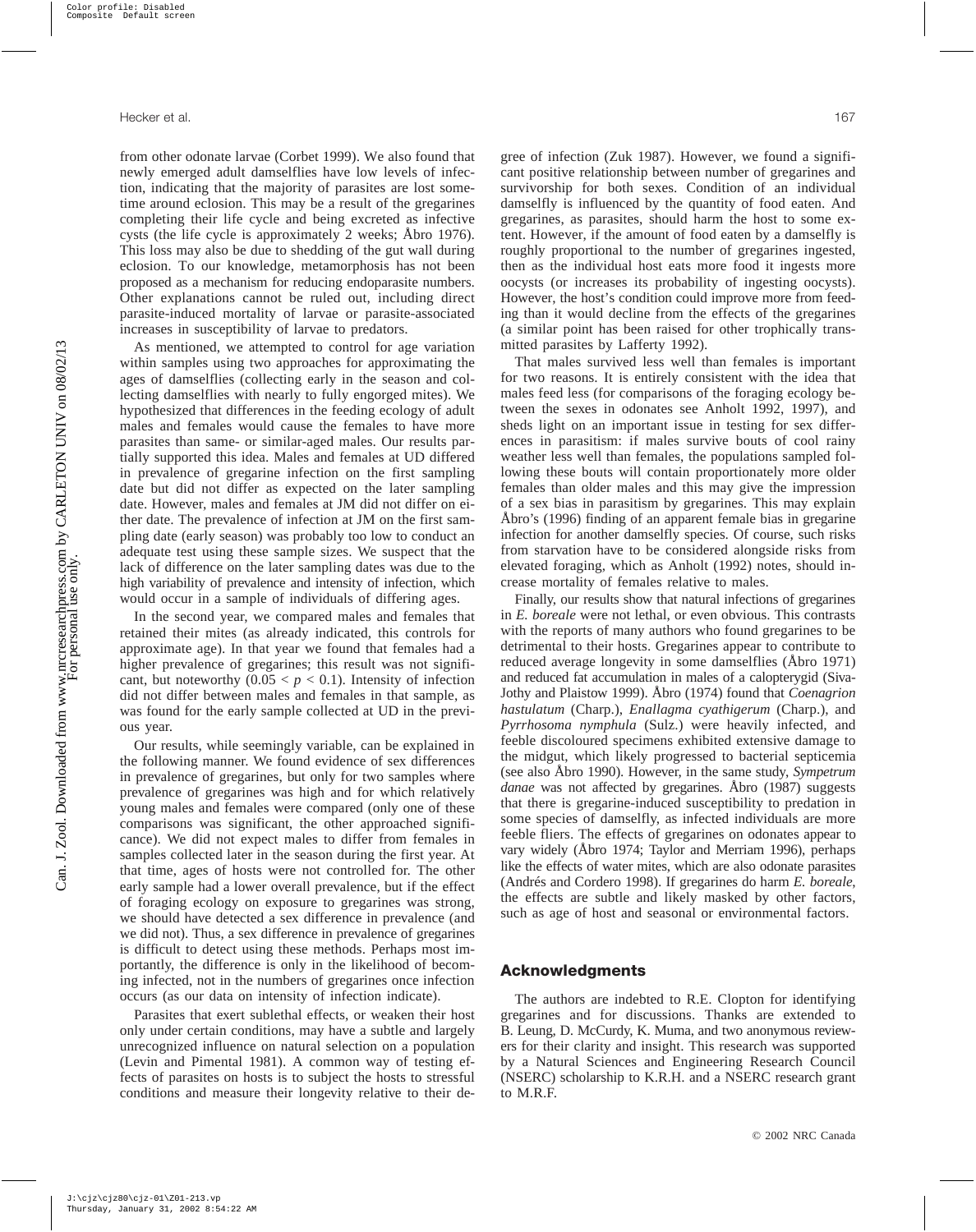from other odonate larvae (Corbet 1999). We also found that newly emerged adult damselflies have low levels of infection, indicating that the majority of parasites are lost sometime around eclosion. This may be a result of the gregarines completing their life cycle and being excreted as infective cysts (the life cycle is approximately 2 weeks; Åbro 1976). This loss may also be due to shedding of the gut wall during eclosion. To our knowledge, metamorphosis has not been proposed as a mechanism for reducing endoparasite numbers. Other explanations cannot be ruled out, including direct parasite-induced mortality of larvae or parasite-associated increases in susceptibility of larvae to predators.

As mentioned, we attempted to control for age variation within samples using two approaches for approximating the ages of damselflies (collecting early in the season and collecting damselflies with nearly to fully engorged mites). We hypothesized that differences in the feeding ecology of adult males and females would cause the females to have more parasites than same- or similar-aged males. Our results partially supported this idea. Males and females at UD differed in prevalence of gregarine infection on the first sampling date but did not differ as expected on the later sampling date. However, males and females at JM did not differ on either date. The prevalence of infection at JM on the first sampling date (early season) was probably too low to conduct an adequate test using these sample sizes. We suspect that the lack of difference on the later sampling dates was due to the high variability of prevalence and intensity of infection, which would occur in a sample of individuals of differing ages.

In the second year, we compared males and females that retained their mites (as already indicated, this controls for approximate age). In that year we found that females had a higher prevalence of gregarines; this result was not significant, but noteworthy ($0.05 < p < 0.1$). Intensity of infection did not differ between males and females in that sample, as was found for the early sample collected at UD in the previous year.

Our results, while seemingly variable, can be explained in the following manner. We found evidence of sex differences in prevalence of gregarines, but only for two samples where prevalence of gregarines was high and for which relatively young males and females were compared (only one of these comparisons was significant, the other approached significance). We did not expect males to differ from females in samples collected later in the season during the first year. At that time, ages of hosts were not controlled for. The other early sample had a lower overall prevalence, but if the effect of foraging ecology on exposure to gregarines was strong, we should have detected a sex difference in prevalence (and we did not). Thus, a sex difference in prevalence of gregarines is difficult to detect using these methods. Perhaps most importantly, the difference is only in the likelihood of becoming infected, not in the numbers of gregarines once infection occurs (as our data on intensity of infection indicate).

Parasites that exert sublethal effects, or weaken their host only under certain conditions, may have a subtle and largely unrecognized influence on natural selection on a population (Levin and Pimental 1981). A common way of testing effects of parasites on hosts is to subject the hosts to stressful conditions and measure their longevity relative to their degree of infection (Zuk 1987). However, we found a significant positive relationship between number of gregarines and survivorship for both sexes. Condition of an individual damselfly is influenced by the quantity of food eaten. And gregarines, as parasites, should harm the host to some extent. However, if the amount of food eaten by a damselfly is roughly proportional to the number of gregarines ingested, then as the individual host eats more food it ingests more oocysts (or increases its probability of ingesting oocysts). However, the host's condition could improve more from feeding than it would decline from the effects of the gregarines (a similar point has been raised for other trophically transmitted parasites by Lafferty 1992).

That males survived less well than females is important for two reasons. It is entirely consistent with the idea that males feed less (for comparisons of the foraging ecology between the sexes in odonates see Anholt 1992, 1997), and sheds light on an important issue in testing for sex differences in parasitism: if males survive bouts of cool rainy weather less well than females, the populations sampled following these bouts will contain proportionately more older females than older males and this may give the impression of a sex bias in parasitism by gregarines. This may explain Åbro's (1996) finding of an apparent female bias in gregarine infection for another damselfly species. Of course, such risks from starvation have to be considered alongside risks from elevated foraging, which as Anholt (1992) notes, should increase mortality of females relative to males.

Finally, our results show that natural infections of gregarines in *E. boreale* were not lethal, or even obvious. This contrasts with the reports of many authors who found gregarines to be detrimental to their hosts. Gregarines appear to contribute to reduced average longevity in some damselflies (Åbro 1971) and reduced fat accumulation in males of a calopterygid (Siva-Jothy and Plaistow 1999). Åbro (1974) found that *Coenagrion hastulatum* (Charp.), *Enallagma cyathigerum* (Charp.), and *Pyrrhosoma nymphula* (Sulz.) were heavily infected, and feeble discoloured specimens exhibited extensive damage to the midgut, which likely progressed to bacterial septicemia (see also Åbro 1990). However, in the same study, *Sympetrum danae* was not affected by gregarines. Åbro (1987) suggests that there is gregarine-induced susceptibility to predation in some species of damselfly, as infected individuals are more feeble fliers. The effects of gregarines on odonates appear to vary widely (Åbro 1974; Taylor and Merriam 1996), perhaps like the effects of water mites, which are also odonate parasites (Andrés and Cordero 1998). If gregarines do harm *E. boreale*, the effects are subtle and likely masked by other factors, such as age of host and seasonal or environmental factors.

## Acknowledgments

The authors are indebted to R.E. Clopton for identifying gregarines and for discussions. Thanks are extended to B. Leung, D. McCurdy, K. Muma, and two anonymous reviewers for their clarity and insight. This research was supported by a Natural Sciences and Engineering Research Council (NSERC) scholarship to K.R.H. and a NSERC research grant to M.R.F.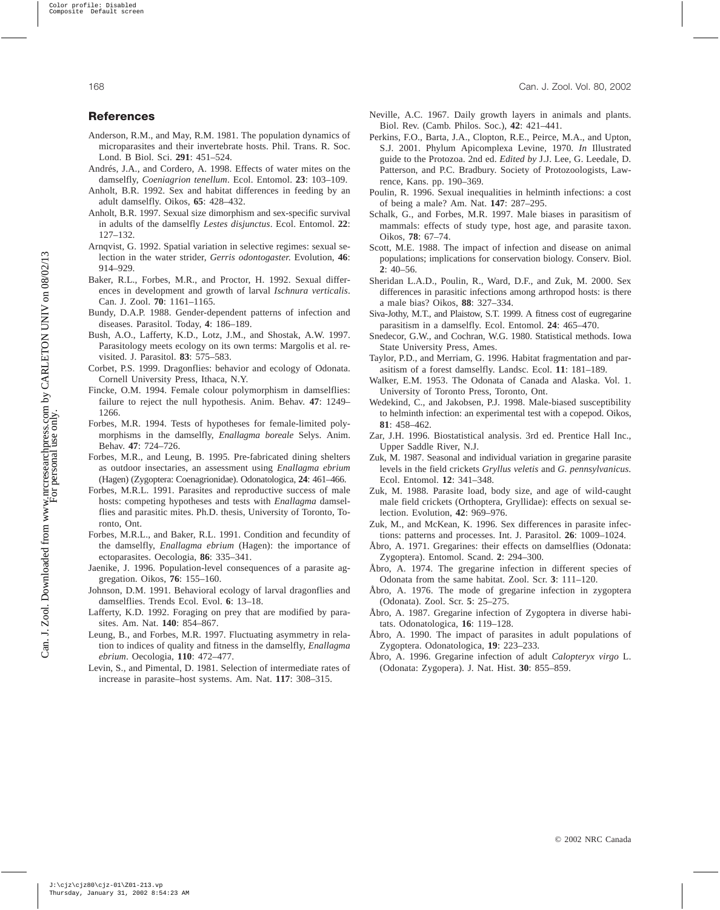## References

Anderson, R.M., and May, R.M. 1981. The population dynamics of microparasites and their invertebrate hosts. Phil. Trans. R. Soc. Lond. B Biol. Sci. **291**: 451–524.

Andrés, J.A., and Cordero, A. 1998. Effects of water mites on the damselfly, *Coeniagrion tenellum*. Ecol. Entomol. **23**: 103–109.

Anholt, B.R. 1992. Sex and habitat differences in feeding by an adult damselfly. Oikos, **65**: 428–432.

Anholt, B.R. 1997. Sexual size dimorphism and sex-specific survival in adults of the damselfly *Lestes disjunctus*. Ecol. Entomol. **22**: 127–132.

Arnqvist, G. 1992. Spatial variation in selective regimes: sexual selection in the water strider, *Gerris odontogaster.* Evolution, **46**: 914–929.

Baker, R.L., Forbes, M.R., and Proctor, H. 1992. Sexual differences in development and growth of larval *Ischnura verticalis*. Can. J. Zool. **70**: 1161–1165.

Bundy, D.A.P. 1988. Gender-dependent patterns of infection and diseases. Parasitol. Today, **4**: 186–189.

Bush, A.O., Lafferty, K.D., Lotz, J.M., and Shostak, A.W. 1997. Parasitology meets ecology on its own terms: Margolis et al. revisited. J. Parasitol. **83**: 575–583.

Corbet, P.S. 1999. Dragonflies: behavior and ecology of Odonata. Cornell University Press, Ithaca, N.Y.

Fincke, O.M. 1994. Female colour polymorphism in damselflies: failure to reject the null hypothesis. Anim. Behav. **47**: 1249–1266.

Forbes, M.R. 1994. Tests of hypotheses for female-limited polymorphisms in the damselfly, *Enallagma boreale* Selys. Anim. Behav. **47**: 724–726.

Forbes, M.R., and Leung, B. 1995. Pre-fabricated dining shelters as outdoor insectaries, an assessment using *Enallagma ebrium* (Hagen) (Zygoptera: Coenagrionidae). Odonatologica, **24**: 461–466.

Forbes, M.R.L. 1991. Parasites and reproductive success of male hosts: competing hypotheses and tests with *Enallagma* damselflies and parasitic mites. Ph.D. thesis, University of Toronto, Toronto, Ont.

Forbes, M.R.L., and Baker, R.L. 1991. Condition and fecundity of the damselfly, *Enallagma ebrium* (Hagen): the importance of ectoparasites. Oecologia, **86**: 335–341.

Jaenike, J. 1996. Population-level consequences of a parasite aggregation. Oikos, **76**: 155–160.

Johnson, D.M. 1991. Behavioral ecology of larval dragonflies and damselflies. Trends Ecol. Evol. **6**: 13–18.

Lafferty, K.D. 1992. Foraging on prey that are modified by parasites. Am. Nat. **140**: 854–867.

Leung, B., and Forbes, M.R. 1997. Fluctuating asymmetry in relation to indices of quality and fitness in the damselfly, *Enallagma ebrium*. Oecologia, **110**: 472–477.

Levin, S., and Pimental, D. 1981. Selection of intermediate rates of increase in parasite–host systems. Am. Nat. **117**: 308–315.

Neville, A.C. 1967. Daily growth layers in animals and plants. Biol. Rev. (Camb. Philos. Soc.), **42**: 421–441.

Perkins, F.O., Barta, J.A., Clopton, R.E., Peirce, M.A., and Upton, S.J. 2001. Phylum Apicomplexa Levine, 1970. *In* Illustrated guide to the Protozoa. 2nd ed. *Edited by* J.J. Lee, G. Leedale, D. Patterson, and P.C. Bradbury. Society of Protozoologists, Lawrence, Kans. pp. 190–369.

Poulin, R. 1996. Sexual inequalities in helminth infections: a cost of being a male? Am. Nat. **147**: 287–295.

Schalk, G., and Forbes, M.R. 1997. Male biases in parasitism of mammals: effects of study type, host age, and parasite taxon. Oikos, **78**: 67–74.

Scott, M.E. 1988. The impact of infection and disease on animal populations; implications for conservation biology. Conserv. Biol. **2**: 40–56.

Sheridan L.A.D., Poulin, R., Ward, D.F., and Zuk, M. 2000. Sex differences in parasitic infections among arthropod hosts: is there a male bias? Oikos, **88**: 327–334.

Siva-Jothy, M.T., and Plaistow, S.T. 1999. A fitness cost of eugregarine parasitism in a damselfly. Ecol. Entomol. **24**: 465–470.

Snedecor, G.W., and Cochran, W.G. 1980. Statistical methods. Iowa State University Press, Ames.

Taylor, P.D., and Merriam, G. 1996. Habitat fragmentation and parasitism of a forest damselfly. Landsc. Ecol. **11**: 181–189.

Walker, E.M. 1953. The Odonata of Canada and Alaska. Vol. 1. University of Toronto Press, Toronto, Ont.

Wedekind, C., and Jakobsen, P.J. 1998. Male-biased susceptibility to helminth infection: an experimental test with a copepod. Oikos, **81**: 458–462.

Zar, J.H. 1996. Biostatistical analysis. 3rd ed. Prentice Hall Inc., Upper Saddle River, N.J.

Zuk, M. 1987. Seasonal and individual variation in gregarine parasite levels in the field crickets *Gryllus veletis* and *G. pennsylvanicus*. Ecol. Entomol. **12**: 341–348.

Zuk, M. 1988. Parasite load, body size, and age of wild-caught male field crickets (Orthoptera, Gryllidae): effects on sexual selection. Evolution, **42**: 969–976.

Zuk, M., and McKean, K. 1996. Sex differences in parasite infections: patterns and processes. Int. J. Parasitol. **26**: 1009–1024.

Åbro, A. 1971. Gregarines: their effects on damselflies (Odonata: Zygoptera). Entomol. Scand. **2**: 294–300.

Åbro, A. 1974. The gregarine infection in different species of Odonata from the same habitat. Zool. Scr. **3**: 111–120.

Åbro, A. 1976. The mode of gregarine infection in zygoptera (Odonata). Zool. Scr. **5**: 25–275.

Åbro, A. 1987. Gregarine infection of Zygoptera in diverse habitats. Odonatologica, **16**: 119–128.

Åbro, A. 1990. The impact of parasites in adult populations of Zygoptera. Odonatologica, **19**: 223–233.

Åbro, A. 1996. Gregarine infection of adult *Calopteryx virgo* L. (Odonata: Zygopera). J. Nat. Hist. **30**: 855–859.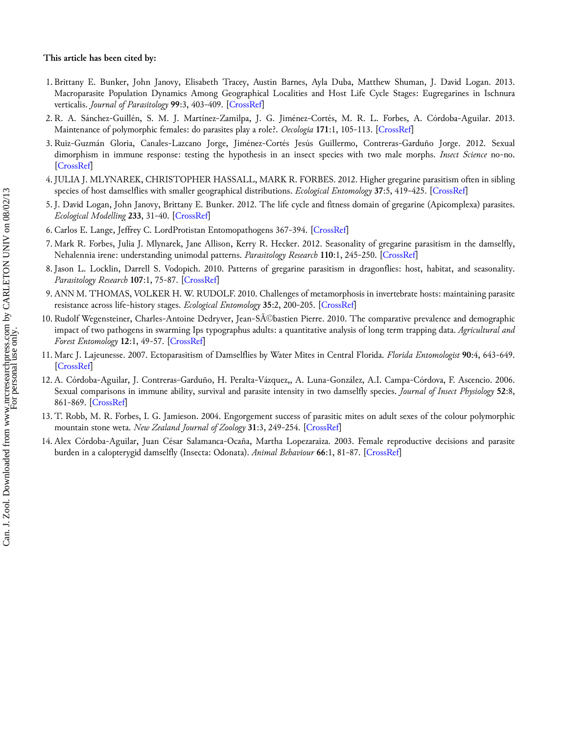**This article has been cited by:**

1. Brittany E. Bunker, John Janovy, Elisabeth Tracey, Austin Barnes, Ayla Duba, Matthew Shuman, J. David Logan. 2013. Macroparasite Population Dynamics Among Geographical Localities and Host Life Cycle Stages: Eugregarines in Ischnura verticalis. *Journal of Parasitology* **99**:3, 403-409. [CrossRef]
2. R. A. Sánchez-Guillén, S. M. J. Martínez-Zamilpa, J. G. Jiménez-Cortés, M. R. L. Forbes, A. Córdoba-Aguilar. 2013. Maintenance of polymorphic females: do parasites play a role?. *Oecologia* **171**:1, 105-113. [CrossRef]
3. Ruiz-Guzmán Gloria, Canales-Lazcano Jorge, Jiménez-Cortés Jesús Guillermo, Contreras-Garduño Jorge. 2012. Sexual dimorphism in immune response: testing the hypothesis in an insect species with two male morphs. *Insect Science* no-no. [CrossRef]
4. JULIA J. MLYNAREK, CHRISTOPHER HASSALL, MARK R. FORBES. 2012. Higher gregarine parasitism often in sibling species of host damselflies with smaller geographical distributions. *Ecological Entomology* **37**:5, 419-425. [CrossRef]
5. J. David Logan, John Janovy, Brittany E. Bunker. 2012. The life cycle and fitness domain of gregarine (Apicomplexa) parasites. *Ecological Modelling* **233**, 31-40. [CrossRef]
6. Carlos E. Lange, Jeffrey C. LordProtistan Entomopathogens 367-394. [CrossRef]
7. Mark R. Forbes, Julia J. Mlynarek, Jane Allison, Kerry R. Hecker. 2012. Seasonality of gregarine parasitism in the damselfly, Nehalennia irene: understanding unimodal patterns. *Parasitology Research* **110**:1, 245-250. [CrossRef]
8. Jason L. Locklin, Darrell S. Vodopich. 2010. Patterns of gregarine parasitism in dragonflies: host, habitat, and seasonality. *Parasitology Research* **107**:1, 75-87. [CrossRef]
9. ANN M. THOMAS, VOLKER H. W. RUDOLF. 2010. Challenges of metamorphosis in invertebrate hosts: maintaining parasite resistance across life-history stages. *Ecological Entomology* **35**:2, 200-205. [CrossRef]
10. Rudolf Wegensteiner, Charles-Antoine Dedryver, Jean-SÃ©bastien Pierre. 2010. The comparative prevalence and demographic impact of two pathogens in swarming Ips typographus adults: a quantitative analysis of long term trapping data. *Agricultural and Forest Entomology* **12**:1, 49-57. [CrossRef]
11. Marc J. Lajeunesse. 2007. Ectoparasitism of Damselflies by Water Mites in Central Florida. *Florida Entomologist* **90**:4, 643-649. [CrossRef]
12. A. Córdoba-Aguilar, J. Contreras-Garduño, H. Peralta-Vázquez,, A. Luna-González, A.I. Campa-Córdova, F. Ascencio. 2006. Sexual comparisons in immune ability, survival and parasite intensity in two damselfly species. *Journal of Insect Physiology* **52**:8, 861-869. [CrossRef]
13. T. Robb, M. R. Forbes, I. G. Jamieson. 2004. Engorgement success of parasitic mites on adult sexes of the colour polymorphic mountain stone weta. *New Zealand Journal of Zoology* **31**:3, 249-254. [CrossRef]
14. Alex Córdoba-Aguilar, Juan César Salamanca-Ocaña, Martha Lopezaraiza. 2003. Female reproductive decisions and parasite burden in a calopterygid damselfly (Insecta: Odonata). *Animal Behaviour* **66**:1, 81-87. [CrossRef]